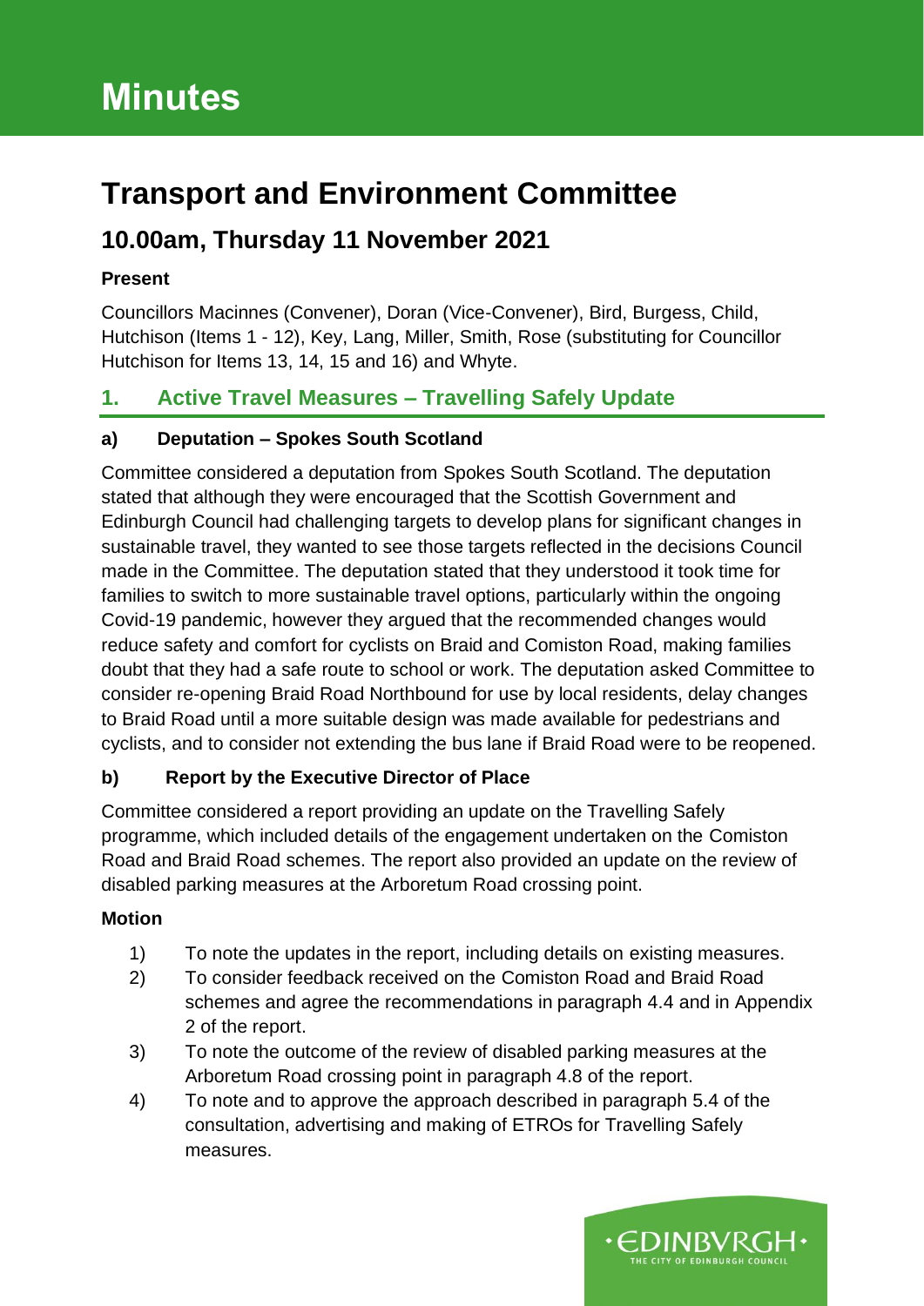# Minutes

# Transport and Environment Committee

## 10.00am, Thursday 11 November 2021

**Present**

Councillors Macinnes (Convener), Doran (Vice-Convener), Bird, Burgess, Child, Hutchison (Items 1 - 12), Key, Lang, Miller, Smith, Rose (substituting for Councillor Hutchison for Items 13, 14, 15 and 16) and Whyte.

## 1. Active Travel Measures – Travelling Safely Update

### a) Deputation – Spokes South Scotland

Committee considered a deputation from Spokes South Scotland. The deputation stated that although they were encouraged that the Scottish Government and Edinburgh Council had challenging targets to develop plans for significant changes in sustainable travel, they wanted to see those targets reflected in the decisions Council made in the Committee. The deputation stated that they understood it took time for families to switch to more sustainable travel options, particularly within the ongoing Covid-19 pandemic, however they argued that the recommended changes would reduce safety and comfort for cyclists on Braid and Comiston Road, making families doubt that they had a safe route to school or work. The deputation asked Committee to consider re-opening Braid Road Northbound for use by local residents, delay changes to Braid Road until a more suitable design was made available for pedestrians and cyclists, and to consider not extending the bus lane if Braid Road were to be reopened.

### b) Report by the Executive Director of Place

Committee considered a report providing an update on the Travelling Safely programme, which included details of the engagement undertaken on the Comiston Road and Braid Road schemes. The report also provided an update on the review of disabled parking measures at the Arboretum Road crossing point.

**Motion**

1) To note the updates in the report, including details on existing measures.
2) To consider feedback received on the Comiston Road and Braid Road schemes and agree the recommendations in paragraph 4.4 and in Appendix 2 of the report.
3) To note the outcome of the review of disabled parking measures at the Arboretum Road crossing point in paragraph 4.8 of the report.
4) To note and to approve the approach described in paragraph 5.4 of the consultation, advertising and making of ETROs for Travelling Safely measures.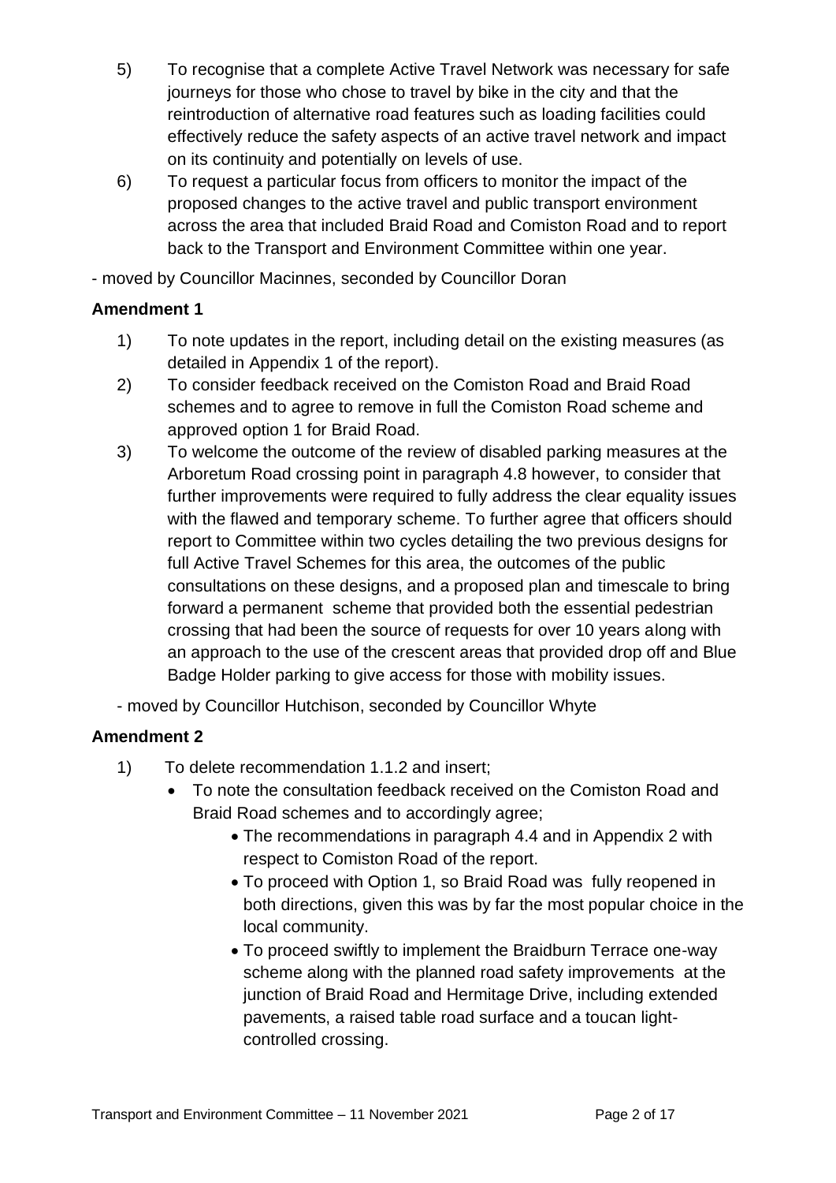5) To recognise that a complete Active Travel Network was necessary for safe journeys for those who chose to travel by bike in the city and that the reintroduction of alternative road features such as loading facilities could effectively reduce the safety aspects of an active travel network and impact on its continuity and potentially on levels of use.

6) To request a particular focus from officers to monitor the impact of the proposed changes to the active travel and public transport environment across the area that included Braid Road and Comiston Road and to report back to the Transport and Environment Committee within one year.

- moved by Councillor Macinnes, seconded by Councillor Doran

**Amendment 1**

1) To note updates in the report, including detail on the existing measures (as detailed in Appendix 1 of the report).

2) To consider feedback received on the Comiston Road and Braid Road schemes and to agree to remove in full the Comiston Road scheme and approved option 1 for Braid Road.

3) To welcome the outcome of the review of disabled parking measures at the Arboretum Road crossing point in paragraph 4.8 however, to consider that further improvements were required to fully address the clear equality issues with the flawed and temporary scheme. To further agree that officers should report to Committee within two cycles detailing the two previous designs for full Active Travel Schemes for this area, the outcomes of the public consultations on these designs, and a proposed plan and timescale to bring forward a permanent scheme that provided both the essential pedestrian crossing that had been the source of requests for over 10 years along with an approach to the use of the crescent areas that provided drop off and Blue Badge Holder parking to give access for those with mobility issues.

- moved by Councillor Hutchison, seconded by Councillor Whyte

**Amendment 2**

1) To delete recommendation 1.1.2 and insert;
   - To note the consultation feedback received on the Comiston Road and Braid Road schemes and to accordingly agree;
     - The recommendations in paragraph 4.4 and in Appendix 2 with respect to Comiston Road of the report.
     - To proceed with Option 1, so Braid Road was fully reopened in both directions, given this was by far the most popular choice in the local community.
     - To proceed swiftly to implement the Braidburn Terrace one-way scheme along with the planned road safety improvements at the junction of Braid Road and Hermitage Drive, including extended pavements, a raised table road surface and a toucan light-controlled crossing.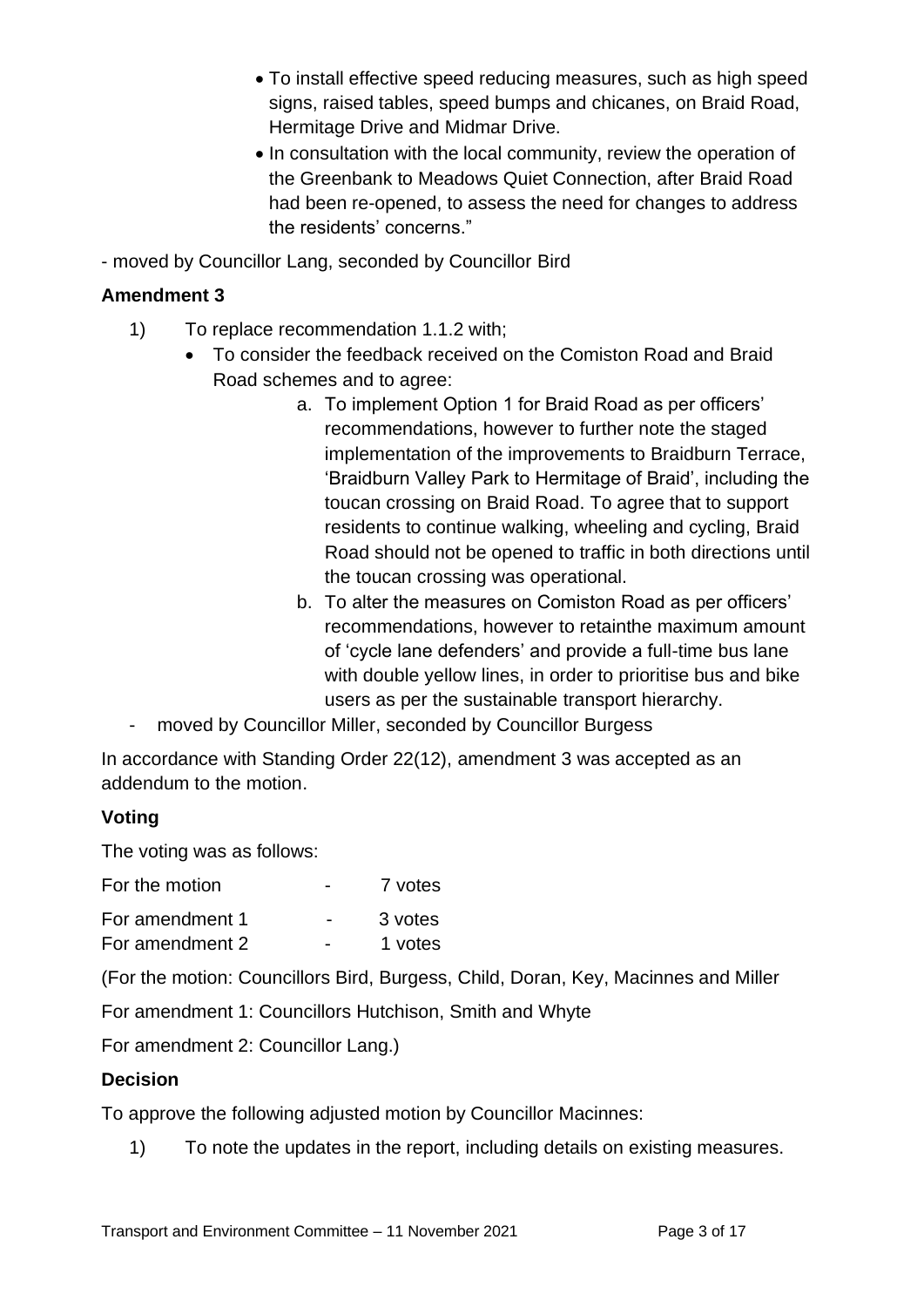- To install effective speed reducing measures, such as high speed signs, raised tables, speed bumps and chicanes, on Braid Road, Hermitage Drive and Midmar Drive.
- In consultation with the local community, review the operation of the Greenbank to Meadows Quiet Connection, after Braid Road had been re-opened, to assess the need for changes to address the residents' concerns."

- moved by Councillor Lang, seconded by Councillor Bird

**Amendment 3**

1) To replace recommendation 1.1.2 with;
   - To consider the feedback received on the Comiston Road and Braid Road schemes and to agree:
     a. To implement Option 1 for Braid Road as per officers' recommendations, however to further note the staged implementation of the improvements to Braidburn Terrace, 'Braidburn Valley Park to Hermitage of Braid', including the toucan crossing on Braid Road. To agree that to support residents to continue walking, wheeling and cycling, Braid Road should not be opened to traffic in both directions until the toucan crossing was operational.
     b. To alter the measures on Comiston Road as per officers' recommendations, however to retainthe maximum amount of 'cycle lane defenders' and provide a full-time bus lane with double yellow lines, in order to prioritise bus and bike users as per the sustainable transport hierarchy.

- moved by Councillor Miller, seconded by Councillor Burgess

In accordance with Standing Order 22(12), amendment 3 was accepted as an addendum to the motion.

**Voting**

The voting was as follows:

| | | |
|---|---|---|
| For the motion | - | 7 votes |
| For amendment 1 | - | 3 votes |
| For amendment 2 | - | 1 votes |

(For the motion: Councillors Bird, Burgess, Child, Doran, Key, Macinnes and Miller

For amendment 1: Councillors Hutchison, Smith and Whyte

For amendment 2: Councillor Lang.)

**Decision**

To approve the following adjusted motion by Councillor Macinnes:

1) To note the updates in the report, including details on existing measures.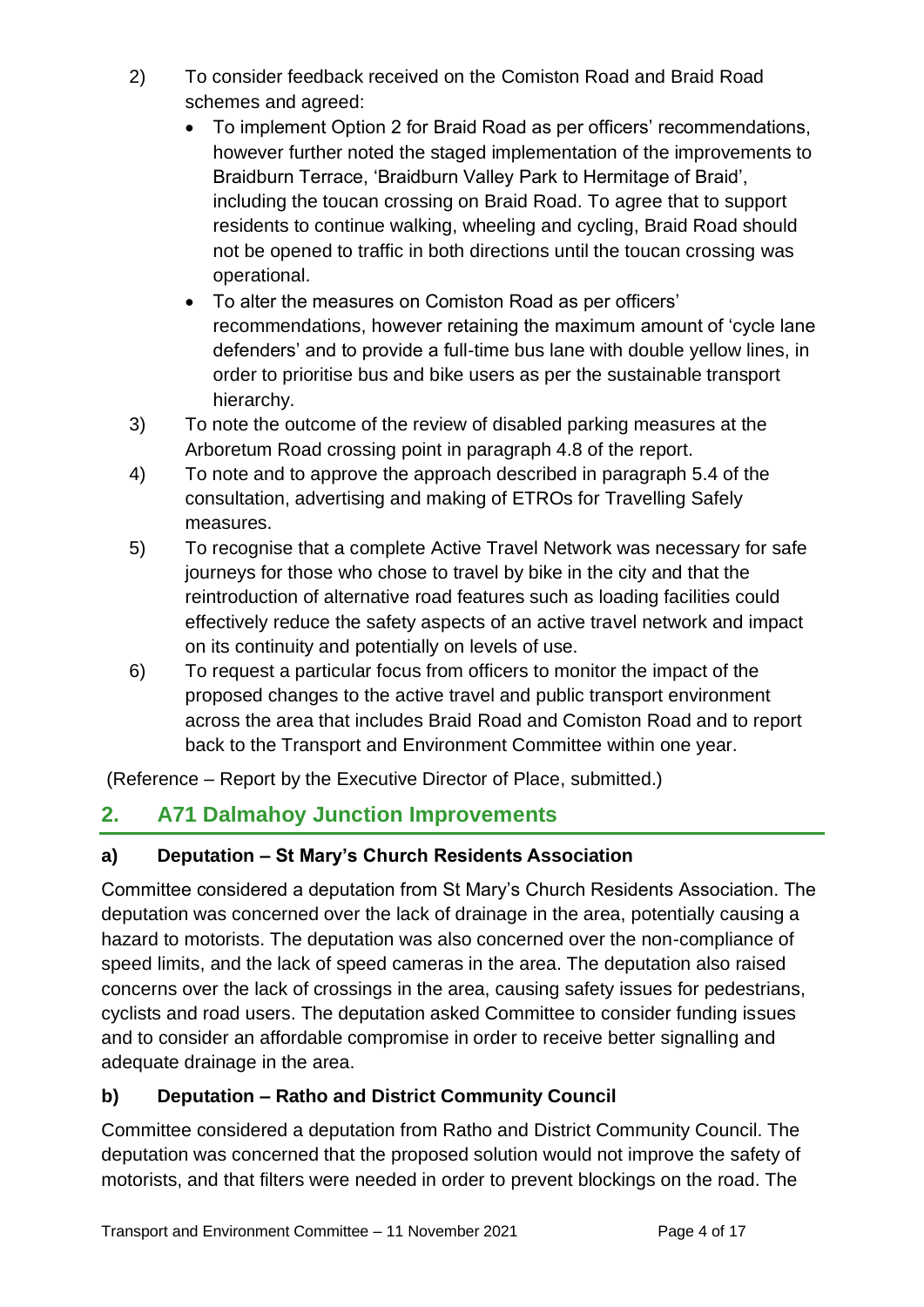2) To consider feedback received on the Comiston Road and Braid Road schemes and agreed:
   - To implement Option 2 for Braid Road as per officers' recommendations, however further noted the staged implementation of the improvements to Braidburn Terrace, 'Braidburn Valley Park to Hermitage of Braid', including the toucan crossing on Braid Road. To agree that to support residents to continue walking, wheeling and cycling, Braid Road should not be opened to traffic in both directions until the toucan crossing was operational.
   - To alter the measures on Comiston Road as per officers' recommendations, however retaining the maximum amount of 'cycle lane defenders' and to provide a full-time bus lane with double yellow lines, in order to prioritise bus and bike users as per the sustainable transport hierarchy.
3) To note the outcome of the review of disabled parking measures at the Arboretum Road crossing point in paragraph 4.8 of the report.
4) To note and to approve the approach described in paragraph 5.4 of the consultation, advertising and making of ETROs for Travelling Safely measures.
5) To recognise that a complete Active Travel Network was necessary for safe journeys for those who chose to travel by bike in the city and that the reintroduction of alternative road features such as loading facilities could effectively reduce the safety aspects of an active travel network and impact on its continuity and potentially on levels of use.
6) To request a particular focus from officers to monitor the impact of the proposed changes to the active travel and public transport environment across the area that includes Braid Road and Comiston Road and to report back to the Transport and Environment Committee within one year.

(Reference – Report by the Executive Director of Place, submitted.)

## 2. A71 Dalmahoy Junction Improvements

### a) Deputation – St Mary's Church Residents Association

Committee considered a deputation from St Mary's Church Residents Association. The deputation was concerned over the lack of drainage in the area, potentially causing a hazard to motorists. The deputation was also concerned over the non-compliance of speed limits, and the lack of speed cameras in the area. The deputation also raised concerns over the lack of crossings in the area, causing safety issues for pedestrians, cyclists and road users. The deputation asked Committee to consider funding issues and to consider an affordable compromise in order to receive better signalling and adequate drainage in the area.

### b) Deputation – Ratho and District Community Council

Committee considered a deputation from Ratho and District Community Council. The deputation was concerned that the proposed solution would not improve the safety of motorists, and that filters were needed in order to prevent blockings on the road. The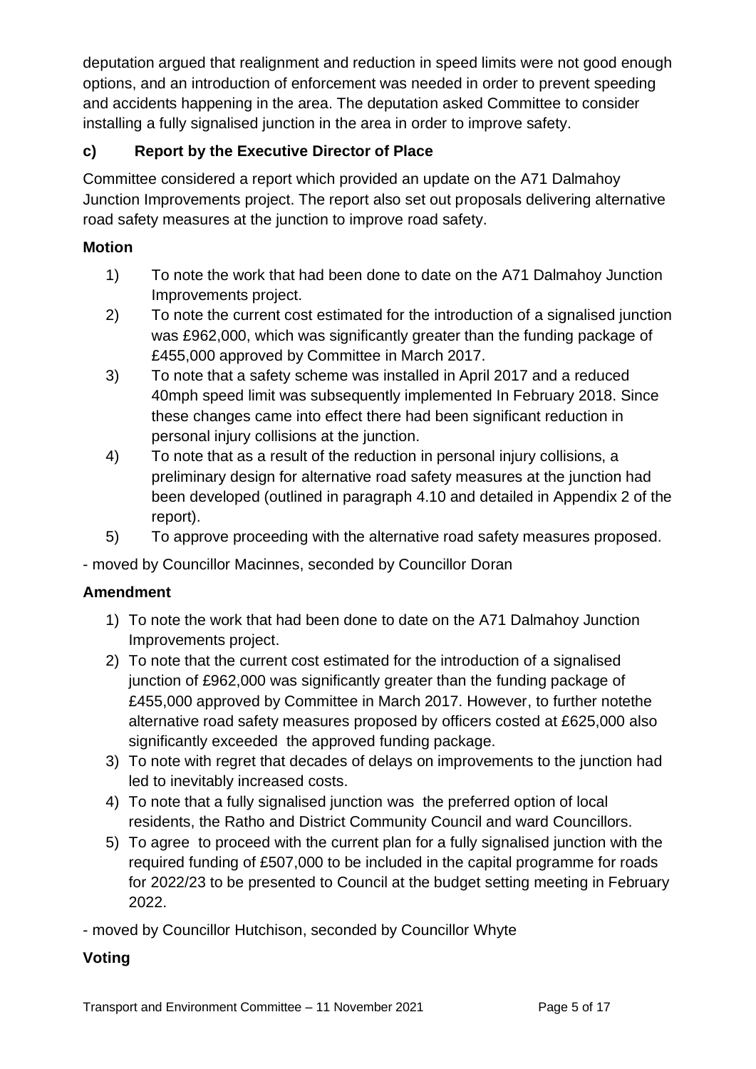deputation argued that realignment and reduction in speed limits were not good enough options, and an introduction of enforcement was needed in order to prevent speeding and accidents happening in the area. The deputation asked Committee to consider installing a fully signalised junction in the area in order to improve safety.

### c) Report by the Executive Director of Place

Committee considered a report which provided an update on the A71 Dalmahoy Junction Improvements project. The report also set out proposals delivering alternative road safety measures at the junction to improve road safety.

**Motion**

1) To note the work that had been done to date on the A71 Dalmahoy Junction Improvements project.
2) To note the current cost estimated for the introduction of a signalised junction was £962,000, which was significantly greater than the funding package of £455,000 approved by Committee in March 2017.
3) To note that a safety scheme was installed in April 2017 and a reduced 40mph speed limit was subsequently implemented In February 2018. Since these changes came into effect there had been significant reduction in personal injury collisions at the junction.
4) To note that as a result of the reduction in personal injury collisions, a preliminary design for alternative road safety measures at the junction had been developed (outlined in paragraph 4.10 and detailed in Appendix 2 of the report).
5) To approve proceeding with the alternative road safety measures proposed.

- moved by Councillor Macinnes, seconded by Councillor Doran

**Amendment**

1) To note the work that had been done to date on the A71 Dalmahoy Junction Improvements project.
2) To note that the current cost estimated for the introduction of a signalised junction of £962,000 was significantly greater than the funding package of £455,000 approved by Committee in March 2017. However, to further notethe alternative road safety measures proposed by officers costed at £625,000 also significantly exceeded the approved funding package.
3) To note with regret that decades of delays on improvements to the junction had led to inevitably increased costs.
4) To note that a fully signalised junction was the preferred option of local residents, the Ratho and District Community Council and ward Councillors.
5) To agree to proceed with the current plan for a fully signalised junction with the required funding of £507,000 to be included in the capital programme for roads for 2022/23 to be presented to Council at the budget setting meeting in February 2022.

- moved by Councillor Hutchison, seconded by Councillor Whyte

**Voting**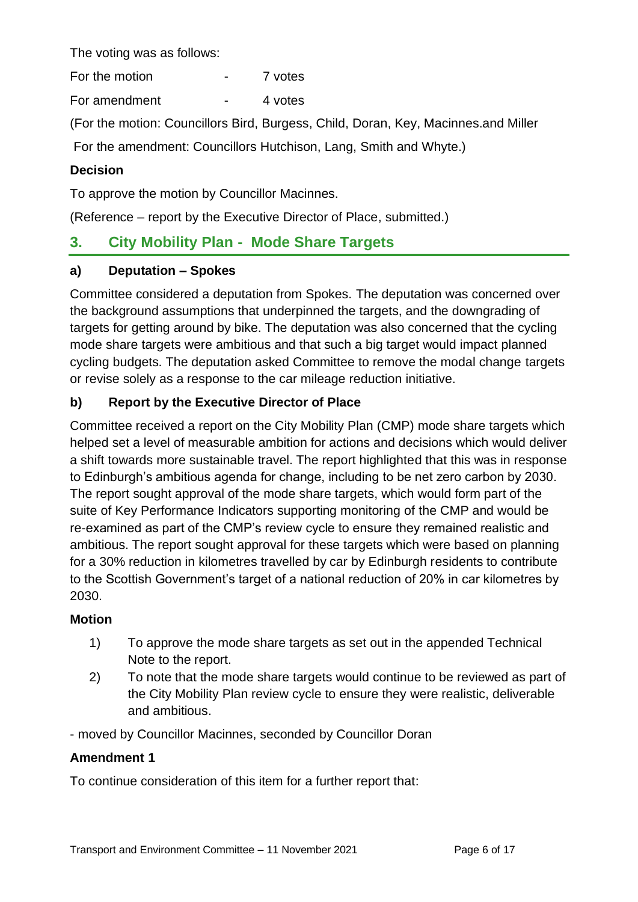The voting was as follows:

| | | |
|---|---|---|
| For the motion | - | 7 votes |
| For amendment | - | 4 votes |

(For the motion: Councillors Bird, Burgess, Child, Doran, Key, Macinnes.and Miller

For the amendment: Councillors Hutchison, Lang, Smith and Whyte.)

**Decision**

To approve the motion by Councillor Macinnes.

(Reference – report by the Executive Director of Place, submitted.)

## 3. City Mobility Plan - Mode Share Targets

### a) Deputation – Spokes

Committee considered a deputation from Spokes. The deputation was concerned over the background assumptions that underpinned the targets, and the downgrading of targets for getting around by bike. The deputation was also concerned that the cycling mode share targets were ambitious and that such a big target would impact planned cycling budgets. The deputation asked Committee to remove the modal change targets or revise solely as a response to the car mileage reduction initiative.

### b) Report by the Executive Director of Place

Committee received a report on the City Mobility Plan (CMP) mode share targets which helped set a level of measurable ambition for actions and decisions which would deliver a shift towards more sustainable travel. The report highlighted that this was in response to Edinburgh's ambitious agenda for change, including to be net zero carbon by 2030. The report sought approval of the mode share targets, which would form part of the suite of Key Performance Indicators supporting monitoring of the CMP and would be re-examined as part of the CMP's review cycle to ensure they remained realistic and ambitious. The report sought approval for these targets which were based on planning for a 30% reduction in kilometres travelled by car by Edinburgh residents to contribute to the Scottish Government's target of a national reduction of 20% in car kilometres by 2030.

**Motion**

1) To approve the mode share targets as set out in the appended Technical Note to the report.
2) To note that the mode share targets would continue to be reviewed as part of the City Mobility Plan review cycle to ensure they were realistic, deliverable and ambitious.

- moved by Councillor Macinnes, seconded by Councillor Doran

**Amendment 1**

To continue consideration of this item for a further report that: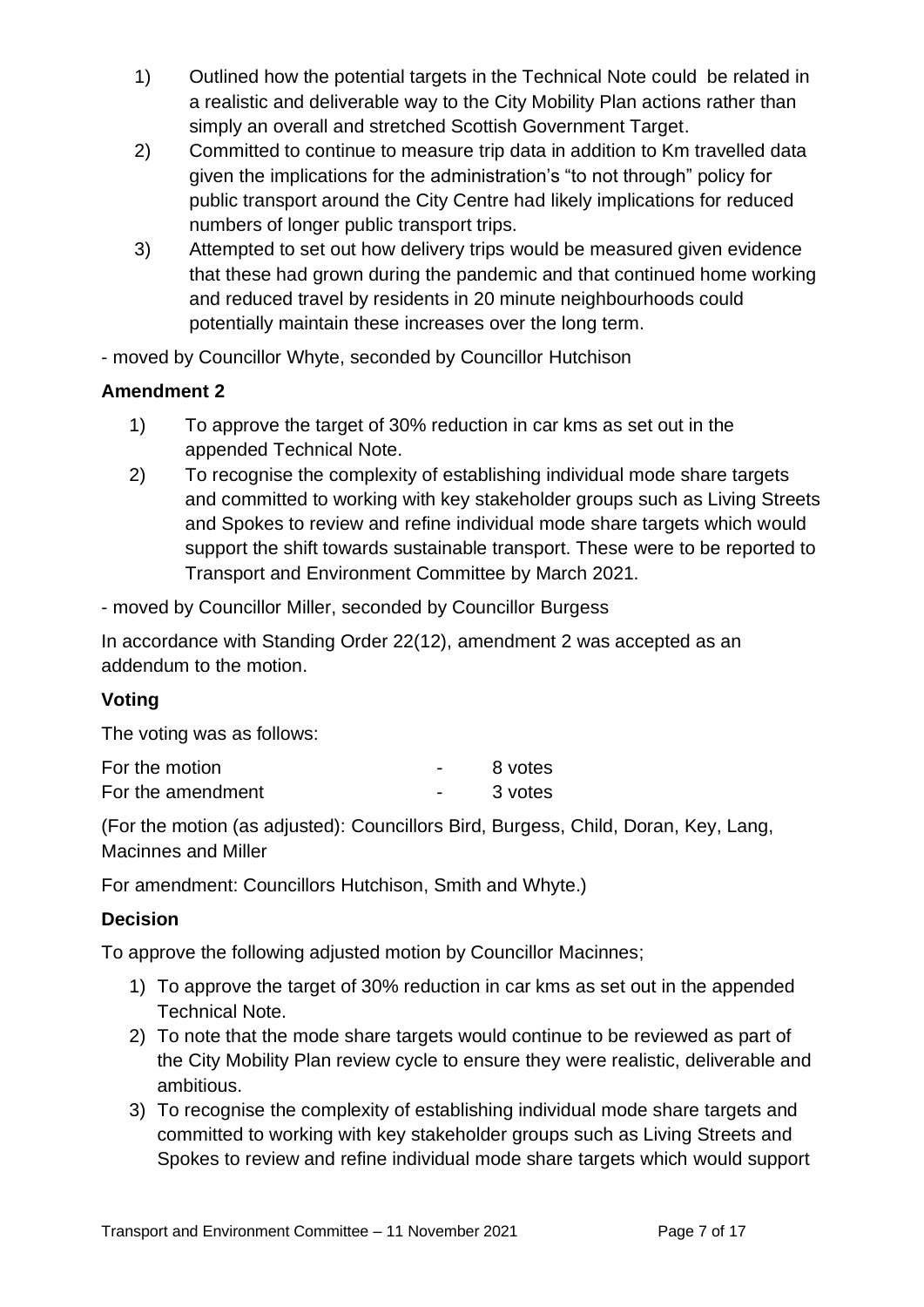1) Outlined how the potential targets in the Technical Note could be related in a realistic and deliverable way to the City Mobility Plan actions rather than simply an overall and stretched Scottish Government Target.
2) Committed to continue to measure trip data in addition to Km travelled data given the implications for the administration's "to not through" policy for public transport around the City Centre had likely implications for reduced numbers of longer public transport trips.
3) Attempted to set out how delivery trips would be measured given evidence that these had grown during the pandemic and that continued home working and reduced travel by residents in 20 minute neighbourhoods could potentially maintain these increases over the long term.

- moved by Councillor Whyte, seconded by Councillor Hutchison

**Amendment 2**

1) To approve the target of 30% reduction in car kms as set out in the appended Technical Note.
2) To recognise the complexity of establishing individual mode share targets and committed to working with key stakeholder groups such as Living Streets and Spokes to review and refine individual mode share targets which would support the shift towards sustainable transport. These were to be reported to Transport and Environment Committee by March 2021.

- moved by Councillor Miller, seconded by Councillor Burgess

In accordance with Standing Order 22(12), amendment 2 was accepted as an addendum to the motion.

**Voting**

The voting was as follows:

| | | |
|---|---|---|
| For the motion | - | 8 votes |
| For the amendment | - | 3 votes |

(For the motion (as adjusted): Councillors Bird, Burgess, Child, Doran, Key, Lang, Macinnes and Miller

For amendment: Councillors Hutchison, Smith and Whyte.)

**Decision**

To approve the following adjusted motion by Councillor Macinnes;

1) To approve the target of 30% reduction in car kms as set out in the appended Technical Note.
2) To note that the mode share targets would continue to be reviewed as part of the City Mobility Plan review cycle to ensure they were realistic, deliverable and ambitious.
3) To recognise the complexity of establishing individual mode share targets and committed to working with key stakeholder groups such as Living Streets and Spokes to review and refine individual mode share targets which would support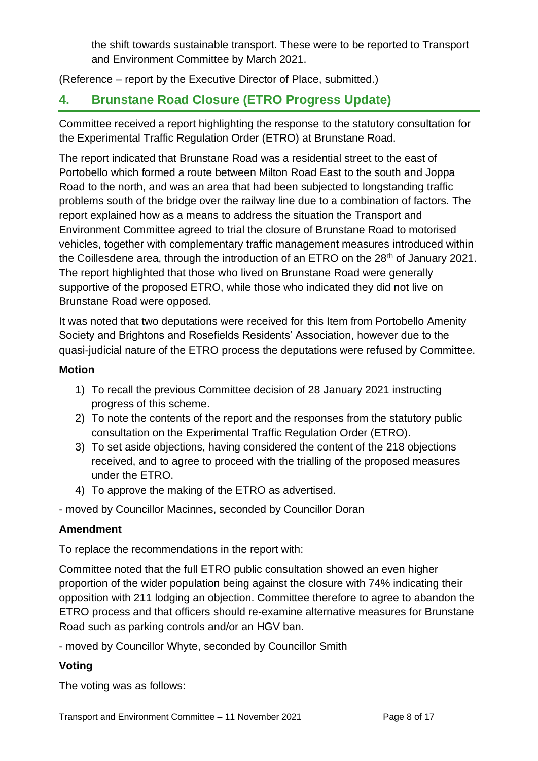the shift towards sustainable transport. These were to be reported to Transport and Environment Committee by March 2021.

(Reference – report by the Executive Director of Place, submitted.)

## 4. Brunstane Road Closure (ETRO Progress Update)

Committee received a report highlighting the response to the statutory consultation for the Experimental Traffic Regulation Order (ETRO) at Brunstane Road.

The report indicated that Brunstane Road was a residential street to the east of Portobello which formed a route between Milton Road East to the south and Joppa Road to the north, and was an area that had been subjected to longstanding traffic problems south of the bridge over the railway line due to a combination of factors. The report explained how as a means to address the situation the Transport and Environment Committee agreed to trial the closure of Brunstane Road to motorised vehicles, together with complementary traffic management measures introduced within the Coillesdene area, through the introduction of an ETRO on the 28th of January 2021. The report highlighted that those who lived on Brunstane Road were generally supportive of the proposed ETRO, while those who indicated they did not live on Brunstane Road were opposed.

It was noted that two deputations were received for this Item from Portobello Amenity Society and Brightons and Rosefields Residents' Association, however due to the quasi-judicial nature of the ETRO process the deputations were refused by Committee.

### Motion

1) To recall the previous Committee decision of 28 January 2021 instructing progress of this scheme.
2) To note the contents of the report and the responses from the statutory public consultation on the Experimental Traffic Regulation Order (ETRO).
3) To set aside objections, having considered the content of the 218 objections received, and to agree to proceed with the trialling of the proposed measures under the ETRO.
4) To approve the making of the ETRO as advertised.

- moved by Councillor Macinnes, seconded by Councillor Doran

### Amendment

To replace the recommendations in the report with:

Committee noted that the full ETRO public consultation showed an even higher proportion of the wider population being against the closure with 74% indicating their opposition with 211 lodging an objection. Committee therefore to agree to abandon the ETRO process and that officers should re-examine alternative measures for Brunstane Road such as parking controls and/or an HGV ban.

- moved by Councillor Whyte, seconded by Councillor Smith

### Voting

The voting was as follows: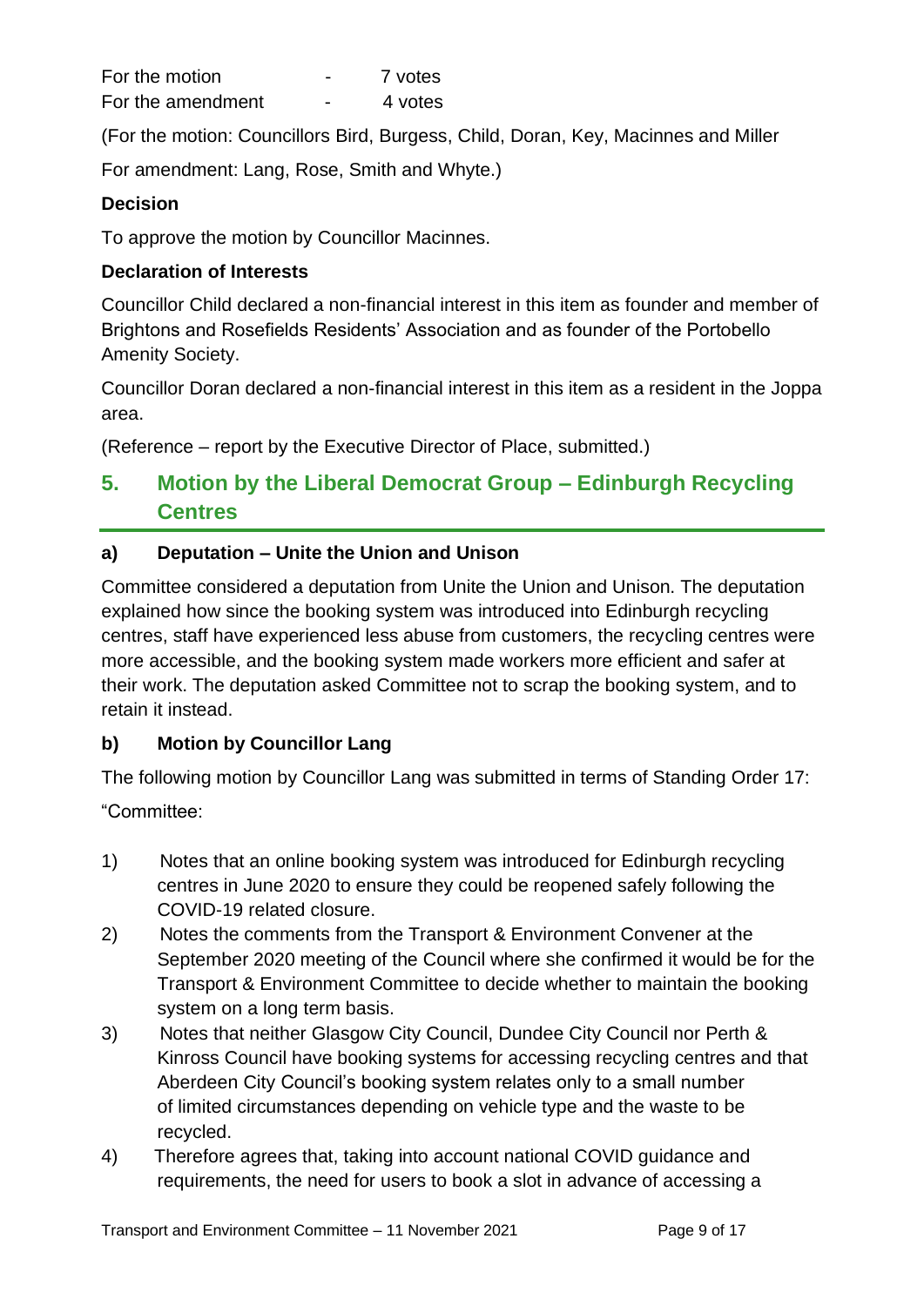For the motion - 7 votes
For the amendment - 4 votes

(For the motion: Councillors Bird, Burgess, Child, Doran, Key, Macinnes and Miller

For amendment: Lang, Rose, Smith and Whyte.)

**Decision**

To approve the motion by Councillor Macinnes.

**Declaration of Interests**

Councillor Child declared a non-financial interest in this item as founder and member of Brightons and Rosefields Residents' Association and as founder of the Portobello Amenity Society.

Councillor Doran declared a non-financial interest in this item as a resident in the Joppa area.

(Reference – report by the Executive Director of Place, submitted.)

## 5. Motion by the Liberal Democrat Group – Edinburgh Recycling Centres

### a) Deputation – Unite the Union and Unison

Committee considered a deputation from Unite the Union and Unison. The deputation explained how since the booking system was introduced into Edinburgh recycling centres, staff have experienced less abuse from customers, the recycling centres were more accessible, and the booking system made workers more efficient and safer at their work. The deputation asked Committee not to scrap the booking system, and to retain it instead.

### b) Motion by Councillor Lang

The following motion by Councillor Lang was submitted in terms of Standing Order 17:

"Committee:

1) Notes that an online booking system was introduced for Edinburgh recycling centres in June 2020 to ensure they could be reopened safely following the COVID-19 related closure.
2) Notes the comments from the Transport & Environment Convener at the September 2020 meeting of the Council where she confirmed it would be for the Transport & Environment Committee to decide whether to maintain the booking system on a long term basis.
3) Notes that neither Glasgow City Council, Dundee City Council nor Perth & Kinross Council have booking systems for accessing recycling centres and that Aberdeen City Council's booking system relates only to a small number of limited circumstances depending on vehicle type and the waste to be recycled.
4) Therefore agrees that, taking into account national COVID guidance and requirements, the need for users to book a slot in advance of accessing a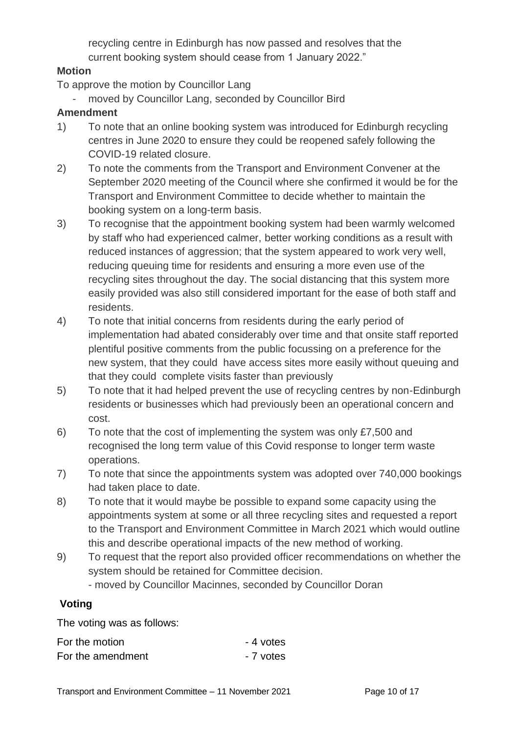recycling centre in Edinburgh has now passed and resolves that the current booking system should cease from 1 January 2022."

**Motion**

To approve the motion by Councillor Lang

- moved by Councillor Lang, seconded by Councillor Bird

**Amendment**

1) To note that an online booking system was introduced for Edinburgh recycling centres in June 2020 to ensure they could be reopened safely following the COVID-19 related closure.
2) To note the comments from the Transport and Environment Convener at the September 2020 meeting of the Council where she confirmed it would be for the Transport and Environment Committee to decide whether to maintain the booking system on a long-term basis.
3) To recognise that the appointment booking system had been warmly welcomed by staff who had experienced calmer, better working conditions as a result with reduced instances of aggression; that the system appeared to work very well, reducing queuing time for residents and ensuring a more even use of the recycling sites throughout the day. The social distancing that this system more easily provided was also still considered important for the ease of both staff and residents.
4) To note that initial concerns from residents during the early period of implementation had abated considerably over time and that onsite staff reported plentiful positive comments from the public focussing on a preference for the new system, that they could have access sites more easily without queuing and that they could complete visits faster than previously
5) To note that it had helped prevent the use of recycling centres by non-Edinburgh residents or businesses which had previously been an operational concern and cost.
6) To note that the cost of implementing the system was only £7,500 and recognised the long term value of this Covid response to longer term waste operations.
7) To note that since the appointments system was adopted over 740,000 bookings had taken place to date.
8) To note that it would maybe be possible to expand some capacity using the appointments system at some or all three recycling sites and requested a report to the Transport and Environment Committee in March 2021 which would outline this and describe operational impacts of the new method of working.
9) To request that the report also provided officer recommendations on whether the system should be retained for Committee decision.

   - moved by Councillor Macinnes, seconded by Councillor Doran

**Voting**

The voting was as follows:

For the motion - 4 votes

For the amendment - 7 votes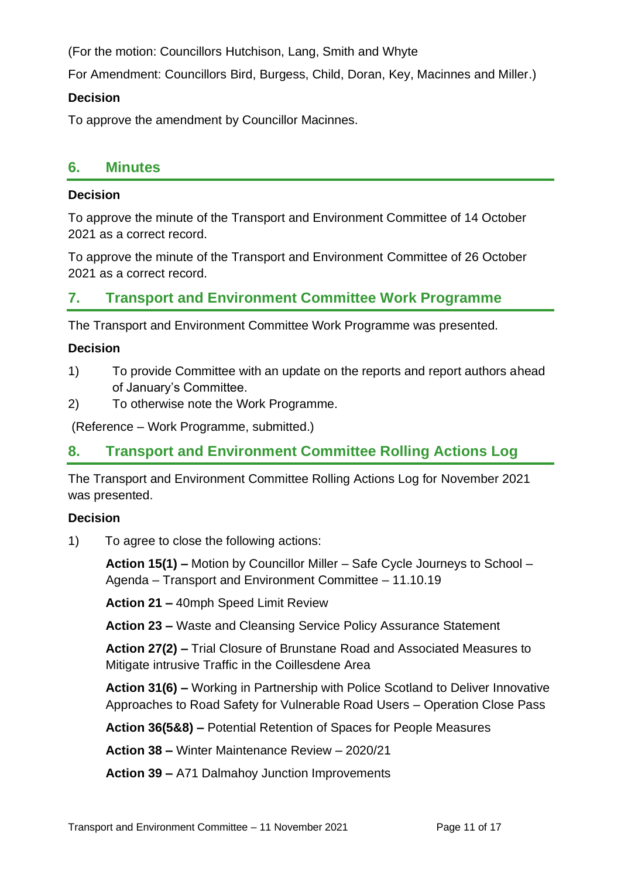(For the motion: Councillors Hutchison, Lang, Smith and Whyte

For Amendment: Councillors Bird, Burgess, Child, Doran, Key, Macinnes and Miller.)

**Decision**

To approve the amendment by Councillor Macinnes.

## 6. Minutes

**Decision**

To approve the minute of the Transport and Environment Committee of 14 October 2021 as a correct record.

To approve the minute of the Transport and Environment Committee of 26 October 2021 as a correct record.

## 7. Transport and Environment Committee Work Programme

The Transport and Environment Committee Work Programme was presented.

**Decision**

1) To provide Committee with an update on the reports and report authors ahead of January's Committee.
2) To otherwise note the Work Programme.

(Reference – Work Programme, submitted.)

## 8. Transport and Environment Committee Rolling Actions Log

The Transport and Environment Committee Rolling Actions Log for November 2021 was presented.

**Decision**

1) To agree to close the following actions:

   **Action 15(1) –** Motion by Councillor Miller – Safe Cycle Journeys to School – Agenda – Transport and Environment Committee – 11.10.19

   **Action 21 –** 40mph Speed Limit Review

   **Action 23 –** Waste and Cleansing Service Policy Assurance Statement

   **Action 27(2) –** Trial Closure of Brunstane Road and Associated Measures to Mitigate intrusive Traffic in the Coillesdene Area

   **Action 31(6) –** Working in Partnership with Police Scotland to Deliver Innovative Approaches to Road Safety for Vulnerable Road Users – Operation Close Pass

   **Action 36(5&8) –** Potential Retention of Spaces for People Measures

   **Action 38 –** Winter Maintenance Review – 2020/21

   **Action 39 –** A71 Dalmahoy Junction Improvements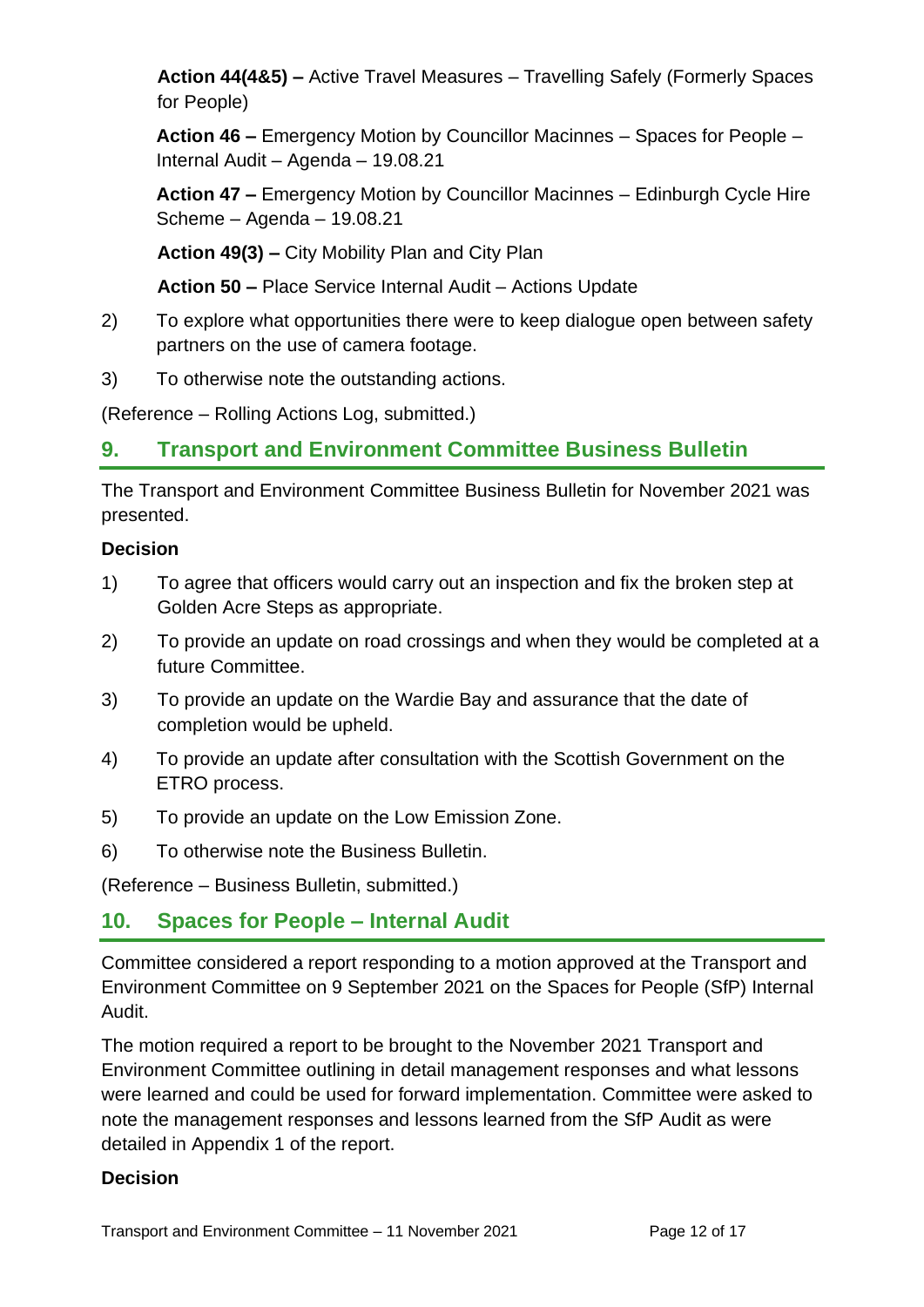**Action 44(4&5) –** Active Travel Measures – Travelling Safely (Formerly Spaces for People)

**Action 46 –** Emergency Motion by Councillor Macinnes – Spaces for People – Internal Audit – Agenda – 19.08.21

**Action 47 –** Emergency Motion by Councillor Macinnes – Edinburgh Cycle Hire Scheme – Agenda – 19.08.21

**Action 49(3) –** City Mobility Plan and City Plan

**Action 50 –** Place Service Internal Audit – Actions Update

2) To explore what opportunities there were to keep dialogue open between safety partners on the use of camera footage.

3) To otherwise note the outstanding actions.

(Reference – Rolling Actions Log, submitted.)

## 9. Transport and Environment Committee Business Bulletin

The Transport and Environment Committee Business Bulletin for November 2021 was presented.

**Decision**

1) To agree that officers would carry out an inspection and fix the broken step at Golden Acre Steps as appropriate.

2) To provide an update on road crossings and when they would be completed at a future Committee.

3) To provide an update on the Wardie Bay and assurance that the date of completion would be upheld.

4) To provide an update after consultation with the Scottish Government on the ETRO process.

5) To provide an update on the Low Emission Zone.

6) To otherwise note the Business Bulletin.

(Reference – Business Bulletin, submitted.)

## 10. Spaces for People – Internal Audit

Committee considered a report responding to a motion approved at the Transport and Environment Committee on 9 September 2021 on the Spaces for People (SfP) Internal Audit.

The motion required a report to be brought to the November 2021 Transport and Environment Committee outlining in detail management responses and what lessons were learned and could be used for forward implementation. Committee were asked to note the management responses and lessons learned from the SfP Audit as were detailed in Appendix 1 of the report.

**Decision**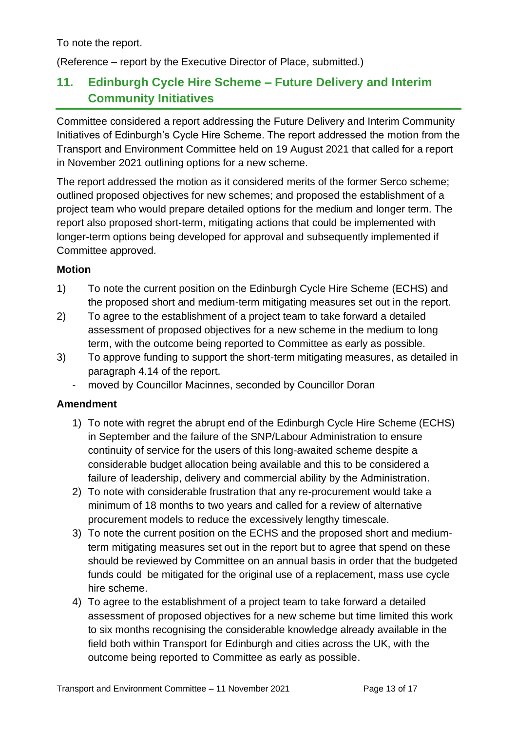To note the report.

(Reference – report by the Executive Director of Place, submitted.)

## 11. Edinburgh Cycle Hire Scheme – Future Delivery and Interim Community Initiatives

Committee considered a report addressing the Future Delivery and Interim Community Initiatives of Edinburgh's Cycle Hire Scheme. The report addressed the motion from the Transport and Environment Committee held on 19 August 2021 that called for a report in November 2021 outlining options for a new scheme.

The report addressed the motion as it considered merits of the former Serco scheme; outlined proposed objectives for new schemes; and proposed the establishment of a project team who would prepare detailed options for the medium and longer term. The report also proposed short-term, mitigating actions that could be implemented with longer-term options being developed for approval and subsequently implemented if Committee approved.

### Motion

1) To note the current position on the Edinburgh Cycle Hire Scheme (ECHS) and the proposed short and medium-term mitigating measures set out in the report.
2) To agree to the establishment of a project team to take forward a detailed assessment of proposed objectives for a new scheme in the medium to long term, with the outcome being reported to Committee as early as possible.
3) To approve funding to support the short-term mitigating measures, as detailed in paragraph 4.14 of the report.

- moved by Councillor Macinnes, seconded by Councillor Doran

### Amendment

1) To note with regret the abrupt end of the Edinburgh Cycle Hire Scheme (ECHS) in September and the failure of the SNP/Labour Administration to ensure continuity of service for the users of this long-awaited scheme despite a considerable budget allocation being available and this to be considered a failure of leadership, delivery and commercial ability by the Administration.
2) To note with considerable frustration that any re-procurement would take a minimum of 18 months to two years and called for a review of alternative procurement models to reduce the excessively lengthy timescale.
3) To note the current position on the ECHS and the proposed short and medium-term mitigating measures set out in the report but to agree that spend on these should be reviewed by Committee on an annual basis in order that the budgeted funds could be mitigated for the original use of a replacement, mass use cycle hire scheme.
4) To agree to the establishment of a project team to take forward a detailed assessment of proposed objectives for a new scheme but time limited this work to six months recognising the considerable knowledge already available in the field both within Transport for Edinburgh and cities across the UK, with the outcome being reported to Committee as early as possible.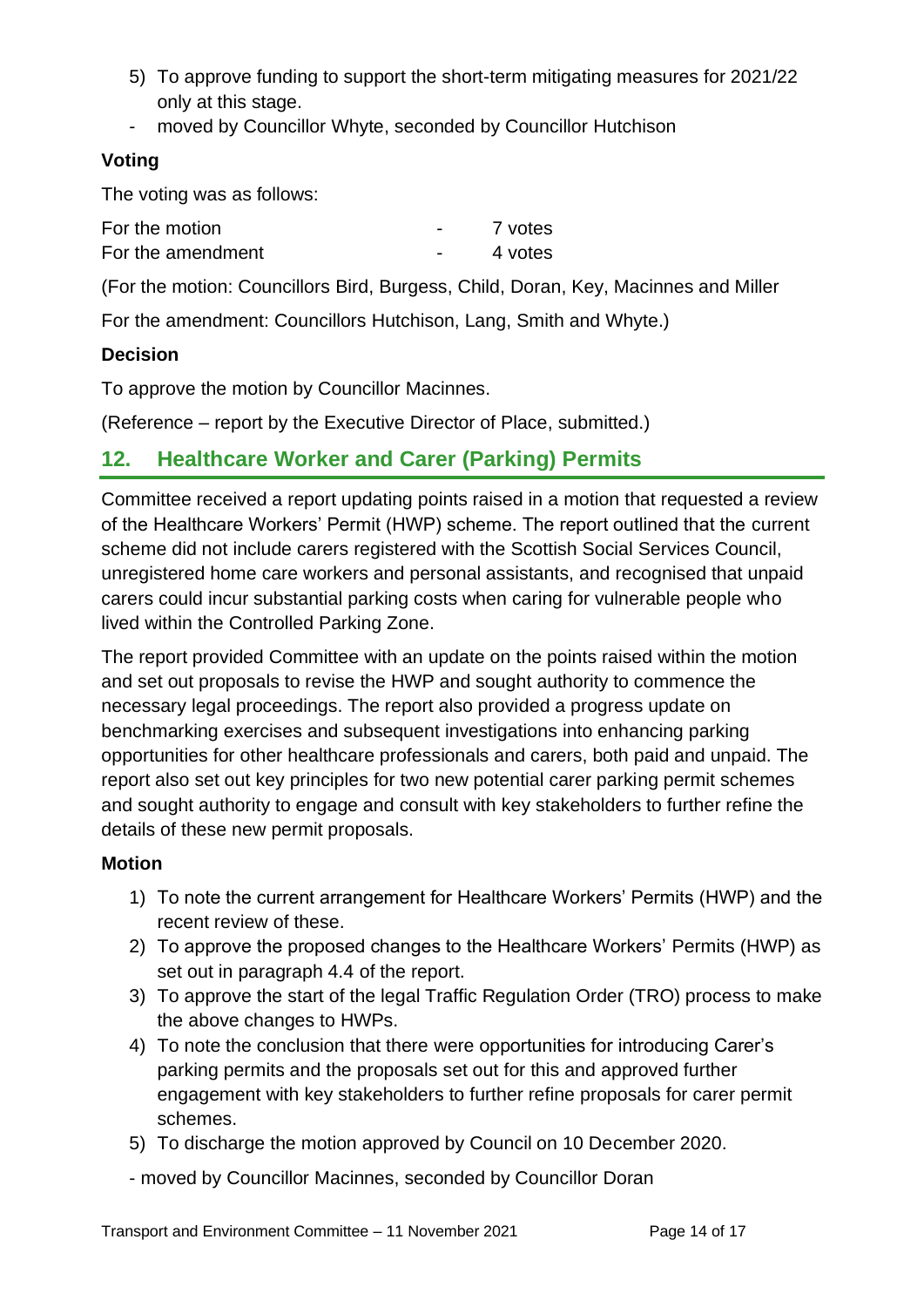5) To approve funding to support the short-term mitigating measures for 2021/22 only at this stage.

- moved by Councillor Whyte, seconded by Councillor Hutchison

**Voting**

The voting was as follows:

| | | |
|---|---|---|
| For the motion | - | 7 votes |
| For the amendment | - | 4 votes |

(For the motion: Councillors Bird, Burgess, Child, Doran, Key, Macinnes and Miller

For the amendment: Councillors Hutchison, Lang, Smith and Whyte.)

**Decision**

To approve the motion by Councillor Macinnes.

(Reference – report by the Executive Director of Place, submitted.)

## 12. Healthcare Worker and Carer (Parking) Permits

Committee received a report updating points raised in a motion that requested a review of the Healthcare Workers' Permit (HWP) scheme. The report outlined that the current scheme did not include carers registered with the Scottish Social Services Council, unregistered home care workers and personal assistants, and recognised that unpaid carers could incur substantial parking costs when caring for vulnerable people who lived within the Controlled Parking Zone.

The report provided Committee with an update on the points raised within the motion and set out proposals to revise the HWP and sought authority to commence the necessary legal proceedings. The report also provided a progress update on benchmarking exercises and subsequent investigations into enhancing parking opportunities for other healthcare professionals and carers, both paid and unpaid. The report also set out key principles for two new potential carer parking permit schemes and sought authority to engage and consult with key stakeholders to further refine the details of these new permit proposals.

**Motion**

1) To note the current arrangement for Healthcare Workers' Permits (HWP) and the recent review of these.
2) To approve the proposed changes to the Healthcare Workers' Permits (HWP) as set out in paragraph 4.4 of the report.
3) To approve the start of the legal Traffic Regulation Order (TRO) process to make the above changes to HWPs.
4) To note the conclusion that there were opportunities for introducing Carer's parking permits and the proposals set out for this and approved further engagement with key stakeholders to further refine proposals for carer permit schemes.
5) To discharge the motion approved by Council on 10 December 2020.

- moved by Councillor Macinnes, seconded by Councillor Doran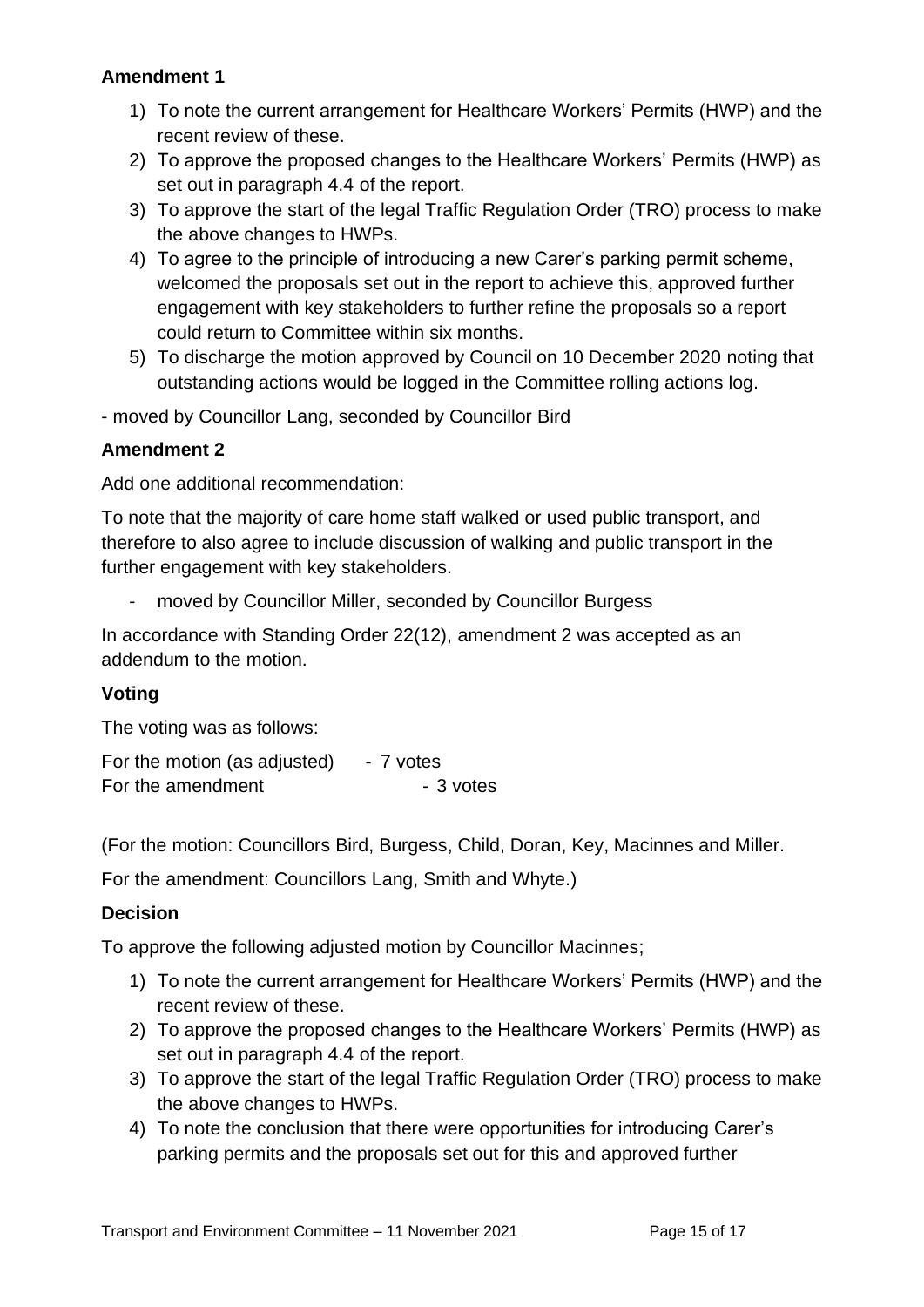**Amendment 1**

1) To note the current arrangement for Healthcare Workers' Permits (HWP) and the recent review of these.
2) To approve the proposed changes to the Healthcare Workers' Permits (HWP) as set out in paragraph 4.4 of the report.
3) To approve the start of the legal Traffic Regulation Order (TRO) process to make the above changes to HWPs.
4) To agree to the principle of introducing a new Carer's parking permit scheme, welcomed the proposals set out in the report to achieve this, approved further engagement with key stakeholders to further refine the proposals so a report could return to Committee within six months.
5) To discharge the motion approved by Council on 10 December 2020 noting that outstanding actions would be logged in the Committee rolling actions log.

- moved by Councillor Lang, seconded by Councillor Bird

**Amendment 2**

Add one additional recommendation:

To note that the majority of care home staff walked or used public transport, and therefore to also agree to include discussion of walking and public transport in the further engagement with key stakeholders.

- moved by Councillor Miller, seconded by Councillor Burgess

In accordance with Standing Order 22(12), amendment 2 was accepted as an addendum to the motion.

**Voting**

The voting was as follows:

For the motion (as adjusted) - 7 votes
For the amendment - 3 votes

(For the motion: Councillors Bird, Burgess, Child, Doran, Key, Macinnes and Miller.

For the amendment: Councillors Lang, Smith and Whyte.)

**Decision**

To approve the following adjusted motion by Councillor Macinnes;

1) To note the current arrangement for Healthcare Workers' Permits (HWP) and the recent review of these.
2) To approve the proposed changes to the Healthcare Workers' Permits (HWP) as set out in paragraph 4.4 of the report.
3) To approve the start of the legal Traffic Regulation Order (TRO) process to make the above changes to HWPs.
4) To note the conclusion that there were opportunities for introducing Carer's parking permits and the proposals set out for this and approved further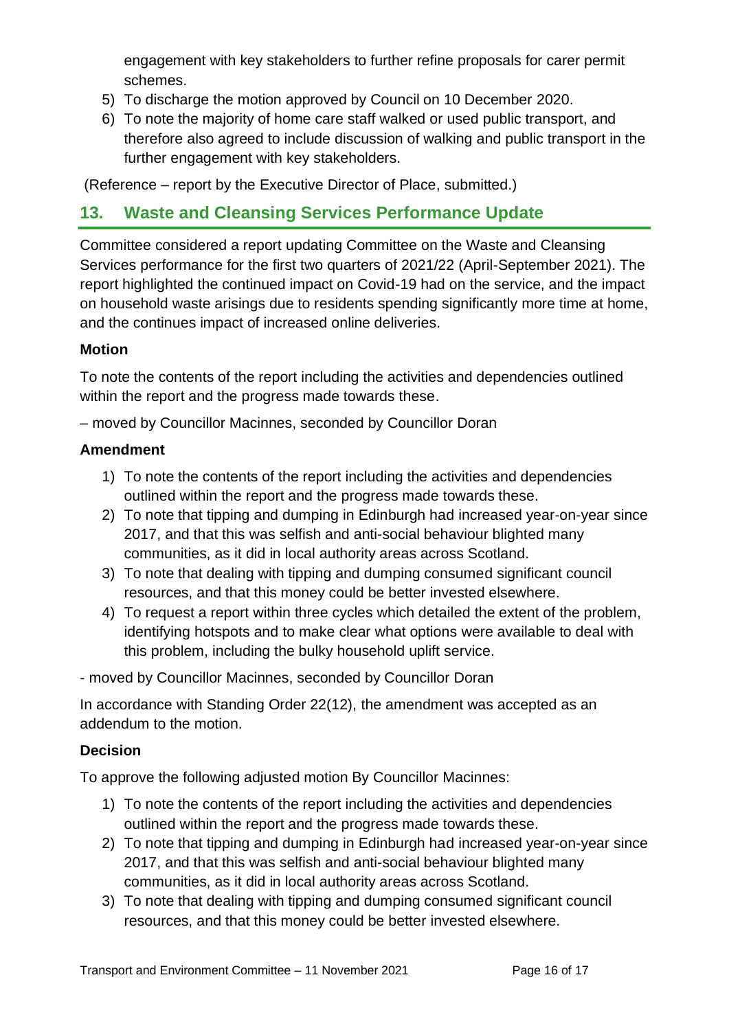engagement with key stakeholders to further refine proposals for carer permit schemes.

5) To discharge the motion approved by Council on 10 December 2020.
6) To note the majority of home care staff walked or used public transport, and therefore also agreed to include discussion of walking and public transport in the further engagement with key stakeholders.

(Reference – report by the Executive Director of Place, submitted.)

## 13. Waste and Cleansing Services Performance Update

Committee considered a report updating Committee on the Waste and Cleansing Services performance for the first two quarters of 2021/22 (April-September 2021). The report highlighted the continued impact on Covid-19 had on the service, and the impact on household waste arisings due to residents spending significantly more time at home, and the continues impact of increased online deliveries.

### Motion

To note the contents of the report including the activities and dependencies outlined within the report and the progress made towards these.

– moved by Councillor Macinnes, seconded by Councillor Doran

### Amendment

1) To note the contents of the report including the activities and dependencies outlined within the report and the progress made towards these.
2) To note that tipping and dumping in Edinburgh had increased year-on-year since 2017, and that this was selfish and anti-social behaviour blighted many communities, as it did in local authority areas across Scotland.
3) To note that dealing with tipping and dumping consumed significant council resources, and that this money could be better invested elsewhere.
4) To request a report within three cycles which detailed the extent of the problem, identifying hotspots and to make clear what options were available to deal with this problem, including the bulky household uplift service.

- moved by Councillor Macinnes, seconded by Councillor Doran

In accordance with Standing Order 22(12), the amendment was accepted as an addendum to the motion.

### Decision

To approve the following adjusted motion By Councillor Macinnes:

1) To note the contents of the report including the activities and dependencies outlined within the report and the progress made towards these.
2) To note that tipping and dumping in Edinburgh had increased year-on-year since 2017, and that this was selfish and anti-social behaviour blighted many communities, as it did in local authority areas across Scotland.
3) To note that dealing with tipping and dumping consumed significant council resources, and that this money could be better invested elsewhere.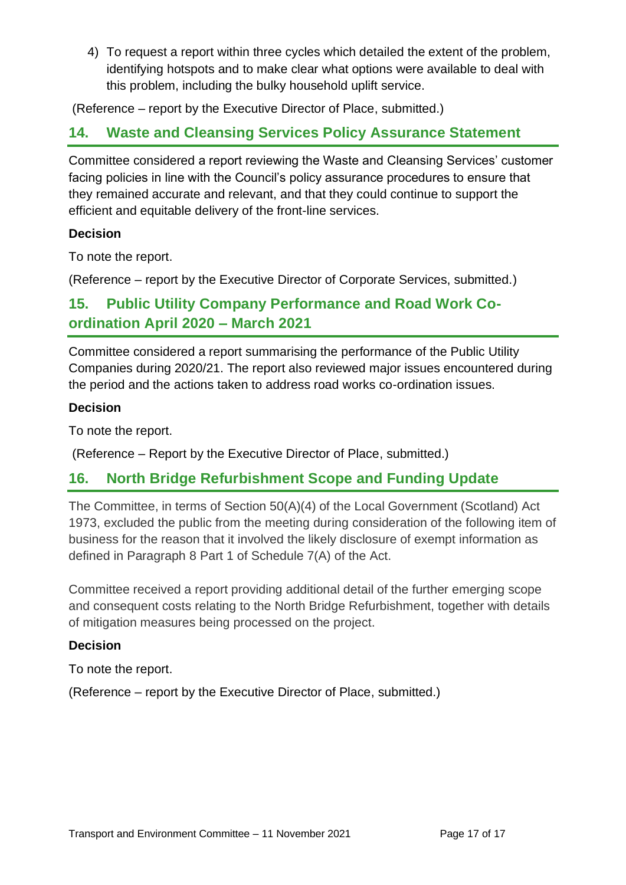4) To request a report within three cycles which detailed the extent of the problem, identifying hotspots and to make clear what options were available to deal with this problem, including the bulky household uplift service.

(Reference – report by the Executive Director of Place, submitted.)

## 14. Waste and Cleansing Services Policy Assurance Statement

Committee considered a report reviewing the Waste and Cleansing Services' customer facing policies in line with the Council's policy assurance procedures to ensure that they remained accurate and relevant, and that they could continue to support the efficient and equitable delivery of the front-line services.

**Decision**

To note the report.

(Reference – report by the Executive Director of Corporate Services, submitted.)

## 15. Public Utility Company Performance and Road Work Co-ordination April 2020 – March 2021

Committee considered a report summarising the performance of the Public Utility Companies during 2020/21. The report also reviewed major issues encountered during the period and the actions taken to address road works co-ordination issues.

**Decision**

To note the report.

(Reference – Report by the Executive Director of Place, submitted.)

## 16. North Bridge Refurbishment Scope and Funding Update

The Committee, in terms of Section 50(A)(4) of the Local Government (Scotland) Act 1973, excluded the public from the meeting during consideration of the following item of business for the reason that it involved the likely disclosure of exempt information as defined in Paragraph 8 Part 1 of Schedule 7(A) of the Act.

Committee received a report providing additional detail of the further emerging scope and consequent costs relating to the North Bridge Refurbishment, together with details of mitigation measures being processed on the project.

**Decision**

To note the report.

(Reference – report by the Executive Director of Place, submitted.)